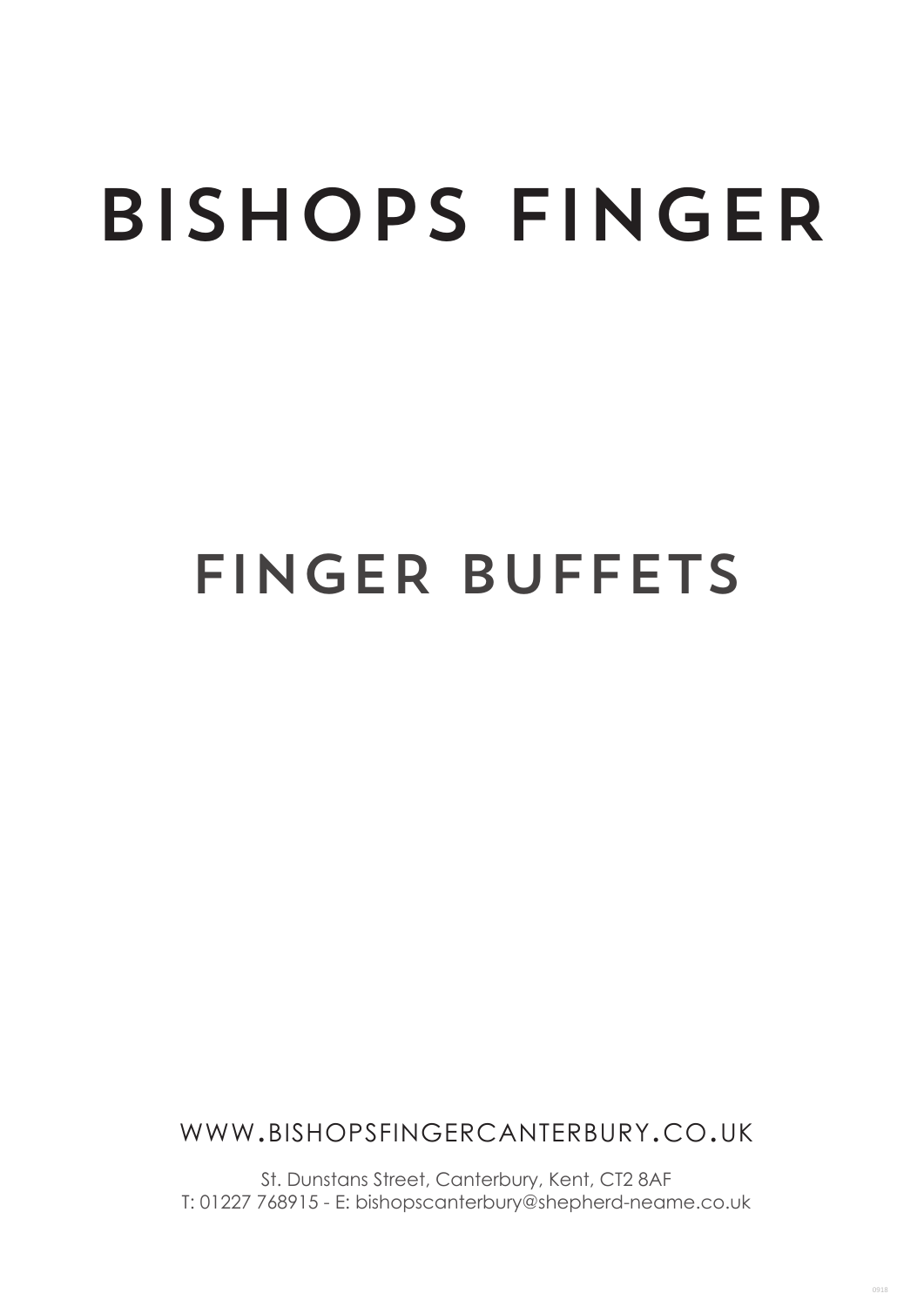# BISHOPS FINGER

## FINGER BUFFETS

WWW.BISHOPSFINGERCANTERBURY.CO.UK

St. Dunstans Street, Canterbury, Kent, CT2 8AF
T: 01227 768915 - E: bishopscanterbury@shepherd-neame.co.uk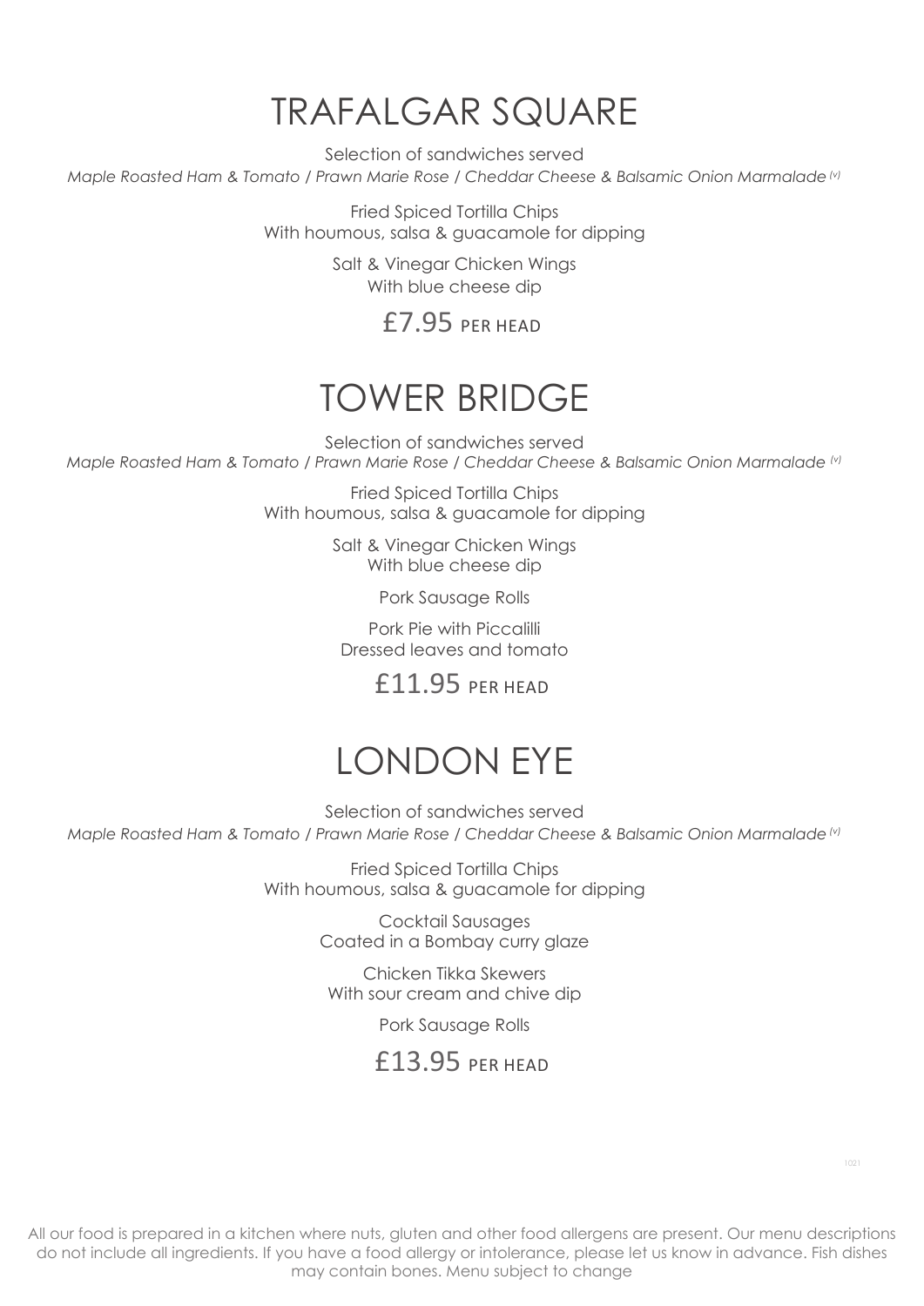# TRAFALGAR SQUARE

Selection of sandwiches served

*Maple Roasted Ham & Tomato / Prawn Marie Rose / Cheddar Cheese & Balsamic Onion Marmalade (v)*

Fried Spiced Tortilla Chips
With houmous, salsa & guacamole for dipping

Salt & Vinegar Chicken Wings
With blue cheese dip

£7.95 PER HEAD

# TOWER BRIDGE

Selection of sandwiches served

*Maple Roasted Ham & Tomato / Prawn Marie Rose / Cheddar Cheese & Balsamic Onion Marmalade (v)*

Fried Spiced Tortilla Chips
With houmous, salsa & guacamole for dipping

Salt & Vinegar Chicken Wings
With blue cheese dip

Pork Sausage Rolls

Pork Pie with Piccalilli
Dressed leaves and tomato

£11.95 PER HEAD

# LONDON EYE

Selection of sandwiches served

*Maple Roasted Ham & Tomato / Prawn Marie Rose / Cheddar Cheese & Balsamic Onion Marmalade (v)*

Fried Spiced Tortilla Chips
With houmous, salsa & guacamole for dipping

Cocktail Sausages
Coated in a Bombay curry glaze

Chicken Tikka Skewers
With sour cream and chive dip

Pork Sausage Rolls

£13.95 PER HEAD

All our food is prepared in a kitchen where nuts, gluten and other food allergens are present. Our menu descriptions do not include all ingredients. If you have a food allergy or intolerance, please let us know in advance. Fish dishes may contain bones. Menu subject to change